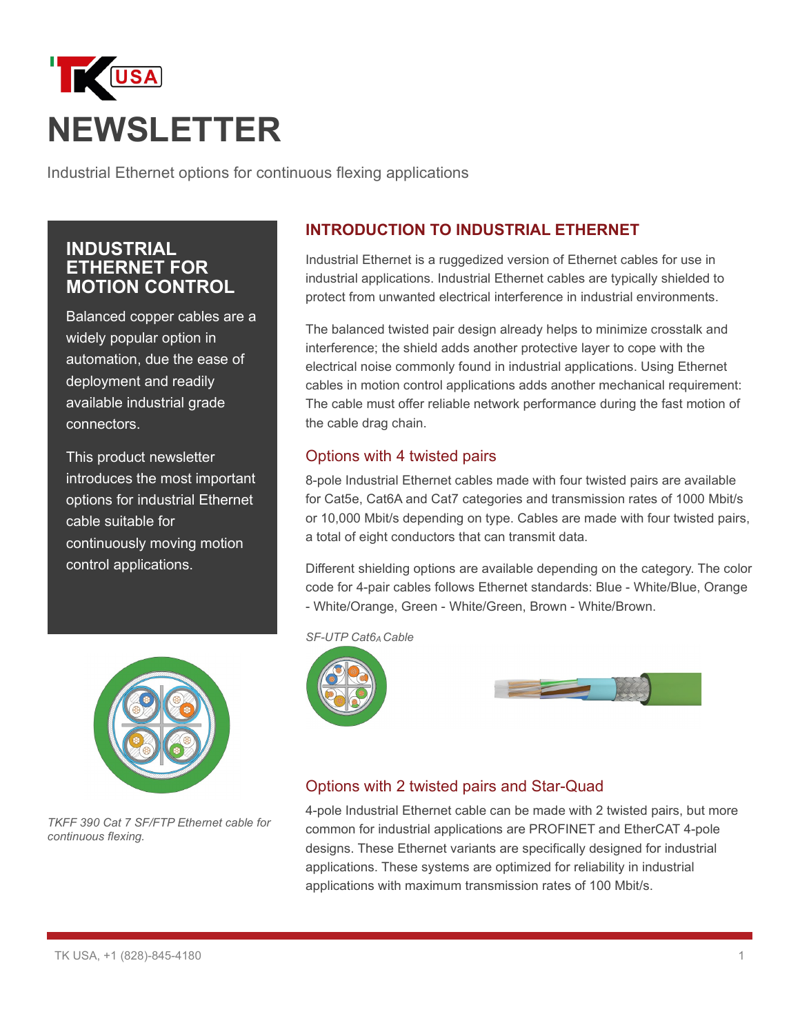# NEWSLETTER

Industrial Ethernet options for continuous flexing applications

## INDUSTRIAL ETHERNET FOR MOTION CONTROL

Balanced copper cables are a widely popular option in automation, due the ease of deployment and readily available industrial grade connectors.

This product newsletter introduces the most important options for industrial Ethernet cable suitable for continuously moving motion control applications.

*TKFF 390 Cat 7 SF/FTP Ethernet cable for continuous flexing.*

## INTRODUCTION TO INDUSTRIAL ETHERNET

Industrial Ethernet is a ruggedized version of Ethernet cables for use in industrial applications. Industrial Ethernet cables are typically shielded to protect from unwanted electrical interference in industrial environments.

The balanced twisted pair design already helps to minimize crosstalk and interference; the shield adds another protective layer to cope with the electrical noise commonly found in industrial applications. Using Ethernet cables in motion control applications adds another mechanical requirement: The cable must offer reliable network performance during the fast motion of the cable drag chain.

### Options with 4 twisted pairs

8-pole Industrial Ethernet cables made with four twisted pairs are available for Cat5e, Cat6A and Cat7 categories and transmission rates of 1000 Mbit/s or 10,000 Mbit/s depending on type. Cables are made with four twisted pairs, a total of eight conductors that can transmit data.

Different shielding options are available depending on the category. The color code for 4-pair cables follows Ethernet standards: Blue - White/Blue, Orange - White/Orange, Green - White/Green, Brown - White/Brown.

*SF-UTP Cat6$_A$ Cable*

### Options with 2 twisted pairs and Star-Quad

4-pole Industrial Ethernet cable can be made with 2 twisted pairs, but more common for industrial applications are PROFINET and EtherCAT 4-pole designs. These Ethernet variants are specifically designed for industrial applications. These systems are optimized for reliability in industrial applications with maximum transmission rates of 100 Mbit/s.

TK USA, +1 (828)-845-4180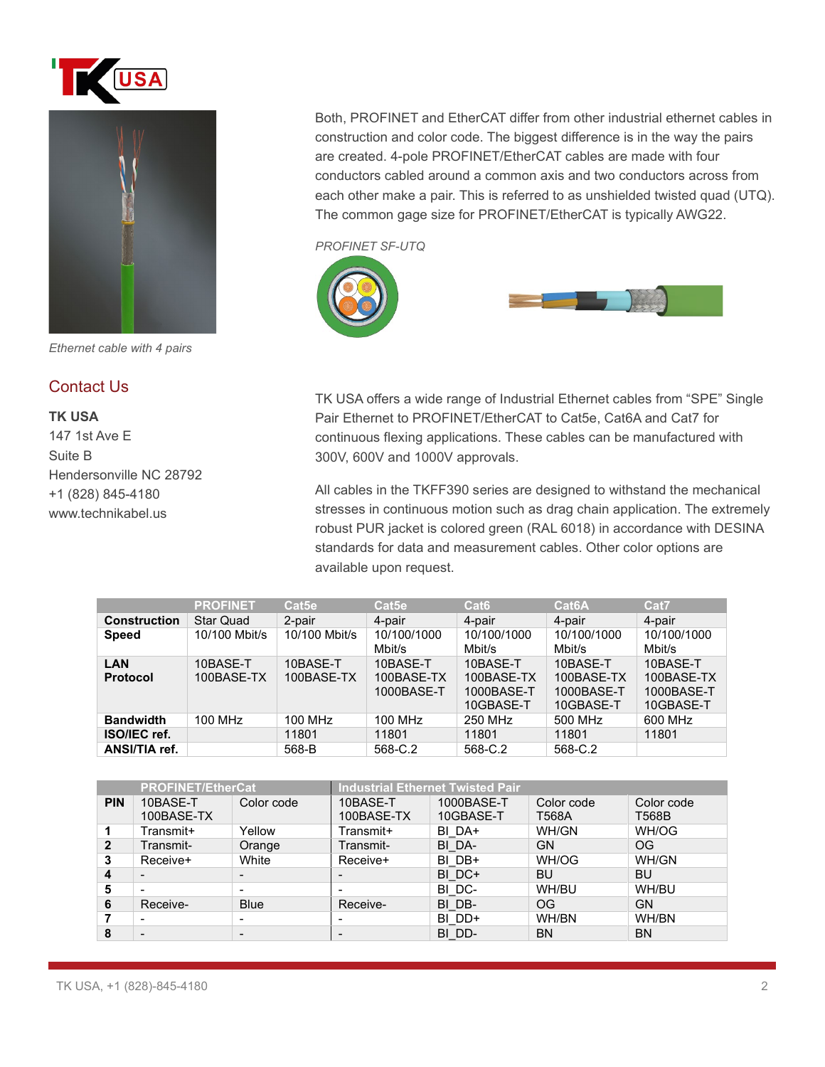*Ethernet cable with 4 pairs*

## Contact Us

**TK USA**
147 1st Ave E
Suite B
Hendersonville NC 28792
+1 (828) 845-4180
www.technikabel.us

Both, PROFINET and EtherCAT differ from other industrial ethernet cables in construction and color code. The biggest difference is in the way the pairs are created. 4-pole PROFINET/EtherCAT cables are made with four conductors cabled around a common axis and two conductors across from each other make a pair. This is referred to as unshielded twisted quad (UTQ). The common gage size for PROFINET/EtherCAT is typically AWG22.

*PROFINET SF-UTQ*

TK USA offers a wide range of Industrial Ethernet cables from "SPE" Single Pair Ethernet to PROFINET/EtherCAT to Cat5e, Cat6A and Cat7 for continuous flexing applications. These cables can be manufactured with 300V, 600V and 1000V approvals.

All cables in the TKFF390 series are designed to withstand the mechanical stresses in continuous motion such as drag chain application. The extremely robust PUR jacket is colored green (RAL 6018) in accordance with DESINA standards for data and measurement cables. Other color options are available upon request.

| | PROFINET | Cat5e | Cat5e | Cat6 | Cat6A | Cat7 |
|---|---|---|---|---|---|---|
| **Construction** | Star Quad | 2-pair | 4-pair | 4-pair | 4-pair | 4-pair |
| **Speed** | 10/100 Mbit/s | 10/100 Mbit/s | 10/100/1000 Mbit/s | 10/100/1000 Mbit/s | 10/100/1000 Mbit/s | 10/100/1000 Mbit/s |
| **LAN Protocol** | 10BASE-T 100BASE-TX | 10BASE-T 100BASE-TX | 10BASE-T 100BASE-TX 1000BASE-T | 10BASE-T 100BASE-TX 1000BASE-T 10GBASE-T | 10BASE-T 100BASE-TX 1000BASE-T 10GBASE-T | 10BASE-T 100BASE-TX 1000BASE-T 10GBASE-T |
| **Bandwidth** | 100 MHz | 100 MHz | 100 MHz | 250 MHz | 500 MHz | 600 MHz |
| **ISO/IEC ref.** | | 11801 | 11801 | 11801 | 11801 | 11801 |
| **ANSI/TIA ref.** | | 568-B | 568-C.2 | 568-C.2 | 568-C.2 | |

| | PROFINET/EtherCat | | Industrial Ethernet Twisted Pair | | | |
|---|---|---|---|---|---|---|
| **PIN** | 10BASE-T 100BASE-TX | Color code | 10BASE-T 100BASE-TX | 1000BASE-T 10GBASE-T | Color code T568A | Color code T568B |
| **1** | Transmit+ | Yellow | Transmit+ | BI_DA+ | WH/GN | WH/OG |
| **2** | Transmit- | Orange | Transmit- | BI_DA- | GN | OG |
| **3** | Receive+ | White | Receive+ | BI_DB+ | WH/OG | WH/GN |
| **4** | - | - | - | BI_DC+ | BU | BU |
| **5** | - | - | - | BI_DC- | WH/BU | WH/BU |
| **6** | Receive- | Blue | Receive- | BI_DB- | OG | GN |
| **7** | - | - | - | BI_DD+ | WH/BN | WH/BN |
| **8** | - | - | - | BI_DD- | BN | BN |